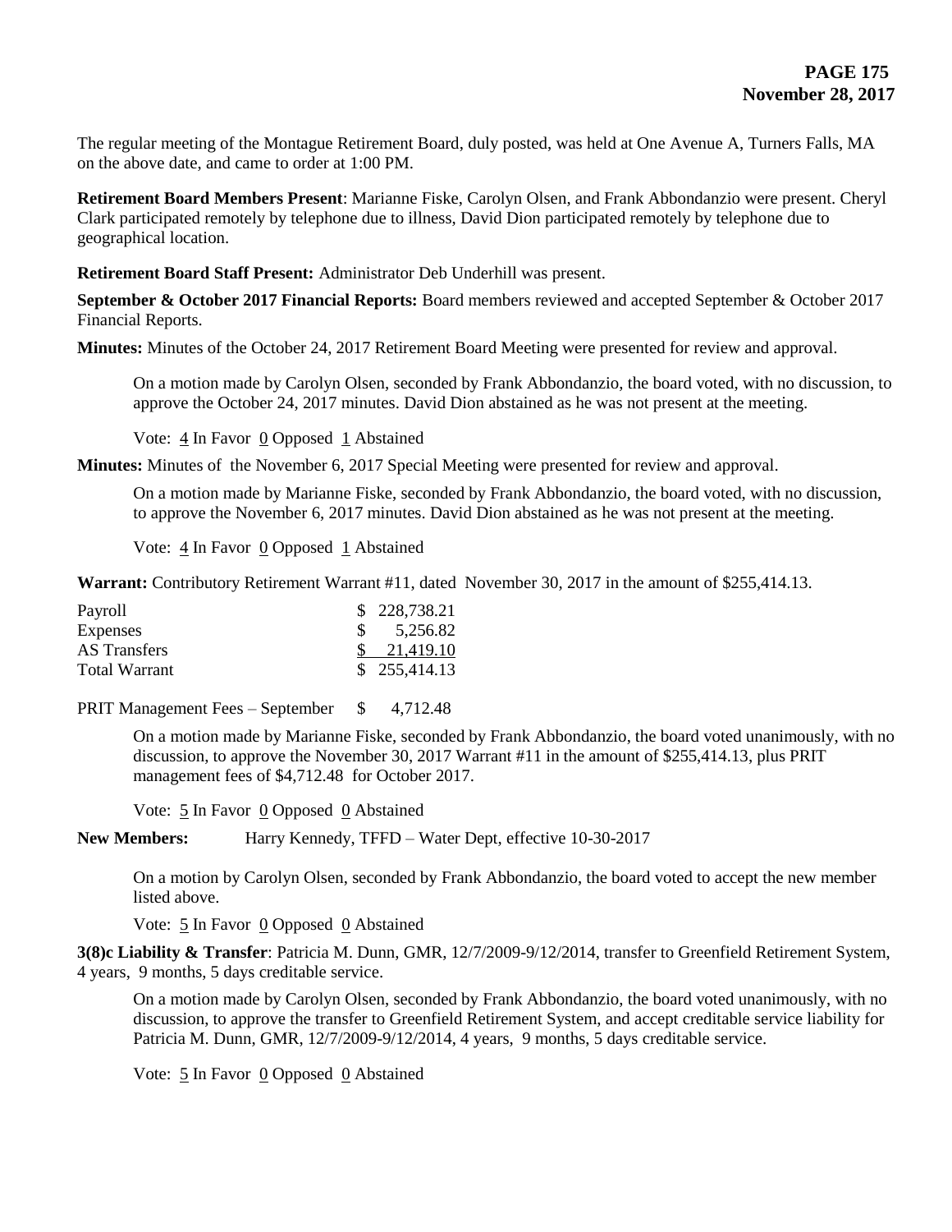The regular meeting of the Montague Retirement Board, duly posted, was held at One Avenue A, Turners Falls, MA on the above date, and came to order at 1:00 PM.

**Retirement Board Members Present**: Marianne Fiske, Carolyn Olsen, and Frank Abbondanzio were present. Cheryl Clark participated remotely by telephone due to illness, David Dion participated remotely by telephone due to geographical location.

**Retirement Board Staff Present:** Administrator Deb Underhill was present.

**September & October 2017 Financial Reports:** Board members reviewed and accepted September & October 2017 Financial Reports.

**Minutes:** Minutes of the October 24, 2017 Retirement Board Meeting were presented for review and approval.

> On a motion made by Carolyn Olsen, seconded by Frank Abbondanzio, the board voted, with no discussion, to approve the October 24, 2017 minutes. David Dion abstained as he was not present at the meeting.
>
> Vote: 4 In Favor 0 Opposed 1 Abstained

**Minutes:** Minutes of the November 6, 2017 Special Meeting were presented for review and approval.

> On a motion made by Marianne Fiske, seconded by Frank Abbondanzio, the board voted, with no discussion, to approve the November 6, 2017 minutes. David Dion abstained as he was not present at the meeting.
>
> Vote: 4 In Favor 0 Opposed 1 Abstained

**Warrant:** Contributory Retirement Warrant #11, dated November 30, 2017 in the amount of $255,414.13.

| | |
|---|---|
| Payroll | $ 228,738.21 |
| Expenses | $ 5,256.82 |
| AS Transfers | $ 21,419.10 |
| Total Warrant | $ 255,414.13 |

PRIT Management Fees – September $ 4,712.48

> On a motion made by Marianne Fiske, seconded by Frank Abbondanzio, the board voted unanimously, with no discussion, to approve the November 30, 2017 Warrant #11 in the amount of $255,414.13, plus PRIT management fees of $4,712.48 for October 2017.
>
> Vote: 5 In Favor 0 Opposed 0 Abstained

**New Members:** Harry Kennedy, TFFD – Water Dept, effective 10-30-2017

> On a motion by Carolyn Olsen, seconded by Frank Abbondanzio, the board voted to accept the new member listed above.
>
> Vote: 5 In Favor 0 Opposed 0 Abstained

**3(8)c Liability & Transfer**: Patricia M. Dunn, GMR, 12/7/2009-9/12/2014, transfer to Greenfield Retirement System, 4 years, 9 months, 5 days creditable service.

> On a motion made by Carolyn Olsen, seconded by Frank Abbondanzio, the board voted unanimously, with no discussion, to approve the transfer to Greenfield Retirement System, and accept creditable service liability for Patricia M. Dunn, GMR, 12/7/2009-9/12/2014, 4 years, 9 months, 5 days creditable service.
>
> Vote: 5 In Favor 0 Opposed 0 Abstained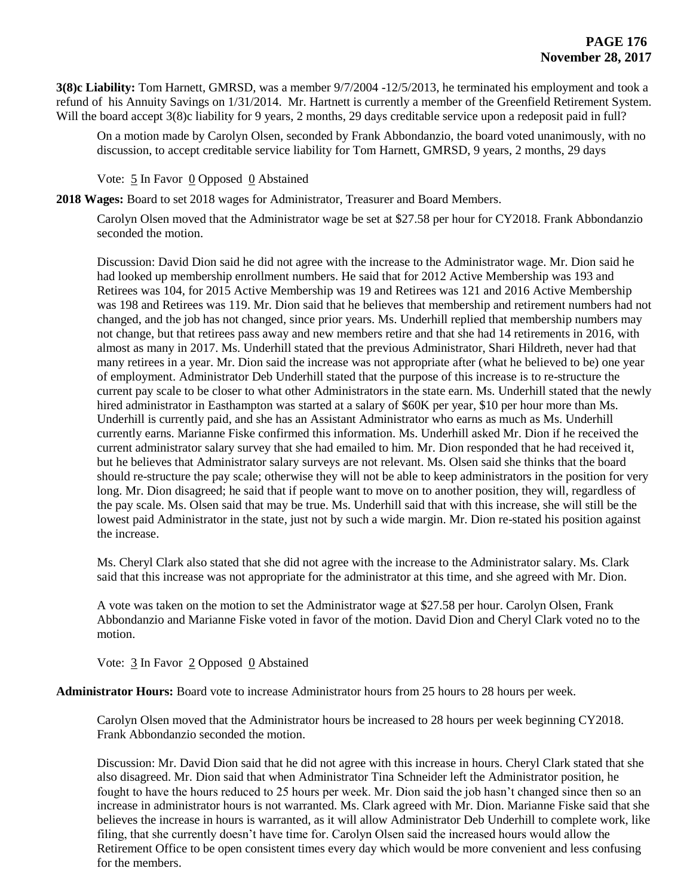**3(8)c Liability:** Tom Harnett, GMRSD, was a member 9/7/2004 -12/5/2013, he terminated his employment and took a refund of his Annuity Savings on 1/31/2014. Mr. Hartnett is currently a member of the Greenfield Retirement System. Will the board accept 3(8)c liability for 9 years, 2 months, 29 days creditable service upon a redeposit paid in full?

On a motion made by Carolyn Olsen, seconded by Frank Abbondanzio, the board voted unanimously, with no discussion, to accept creditable service liability for Tom Harnett, GMRSD, 9 years, 2 months, 29 days

Vote: 5 In Favor 0 Opposed 0 Abstained

**2018 Wages:** Board to set 2018 wages for Administrator, Treasurer and Board Members.

Carolyn Olsen moved that the Administrator wage be set at $27.58 per hour for CY2018. Frank Abbondanzio seconded the motion.

Discussion: David Dion said he did not agree with the increase to the Administrator wage. Mr. Dion said he had looked up membership enrollment numbers. He said that for 2012 Active Membership was 193 and Retirees was 104, for 2015 Active Membership was 19 and Retirees was 121 and 2016 Active Membership was 198 and Retirees was 119. Mr. Dion said that he believes that membership and retirement numbers had not changed, and the job has not changed, since prior years. Ms. Underhill replied that membership numbers may not change, but that retirees pass away and new members retire and that she had 14 retirements in 2016, with almost as many in 2017. Ms. Underhill stated that the previous Administrator, Shari Hildreth, never had that many retirees in a year. Mr. Dion said the increase was not appropriate after (what he believed to be) one year of employment. Administrator Deb Underhill stated that the purpose of this increase is to re-structure the current pay scale to be closer to what other Administrators in the state earn. Ms. Underhill stated that the newly hired administrator in Easthampton was started at a salary of $60K per year, $10 per hour more than Ms. Underhill is currently paid, and she has an Assistant Administrator who earns as much as Ms. Underhill currently earns. Marianne Fiske confirmed this information. Ms. Underhill asked Mr. Dion if he received the current administrator salary survey that she had emailed to him. Mr. Dion responded that he had received it, but he believes that Administrator salary surveys are not relevant. Ms. Olsen said she thinks that the board should re-structure the pay scale; otherwise they will not be able to keep administrators in the position for very long. Mr. Dion disagreed; he said that if people want to move on to another position, they will, regardless of the pay scale. Ms. Olsen said that may be true. Ms. Underhill said that with this increase, she will still be the lowest paid Administrator in the state, just not by such a wide margin. Mr. Dion re-stated his position against the increase.

Ms. Cheryl Clark also stated that she did not agree with the increase to the Administrator salary. Ms. Clark said that this increase was not appropriate for the administrator at this time, and she agreed with Mr. Dion.

A vote was taken on the motion to set the Administrator wage at $27.58 per hour. Carolyn Olsen, Frank Abbondanzio and Marianne Fiske voted in favor of the motion. David Dion and Cheryl Clark voted no to the motion.

Vote: 3 In Favor 2 Opposed 0 Abstained

**Administrator Hours:** Board vote to increase Administrator hours from 25 hours to 28 hours per week.

Carolyn Olsen moved that the Administrator hours be increased to 28 hours per week beginning CY2018. Frank Abbondanzio seconded the motion.

Discussion: Mr. David Dion said that he did not agree with this increase in hours. Cheryl Clark stated that she also disagreed. Mr. Dion said that when Administrator Tina Schneider left the Administrator position, he fought to have the hours reduced to 25 hours per week. Mr. Dion said the job hasn't changed since then so an increase in administrator hours is not warranted. Ms. Clark agreed with Mr. Dion. Marianne Fiske said that she believes the increase in hours is warranted, as it will allow Administrator Deb Underhill to complete work, like filing, that she currently doesn't have time for. Carolyn Olsen said the increased hours would allow the Retirement Office to be open consistent times every day which would be more convenient and less confusing for the members.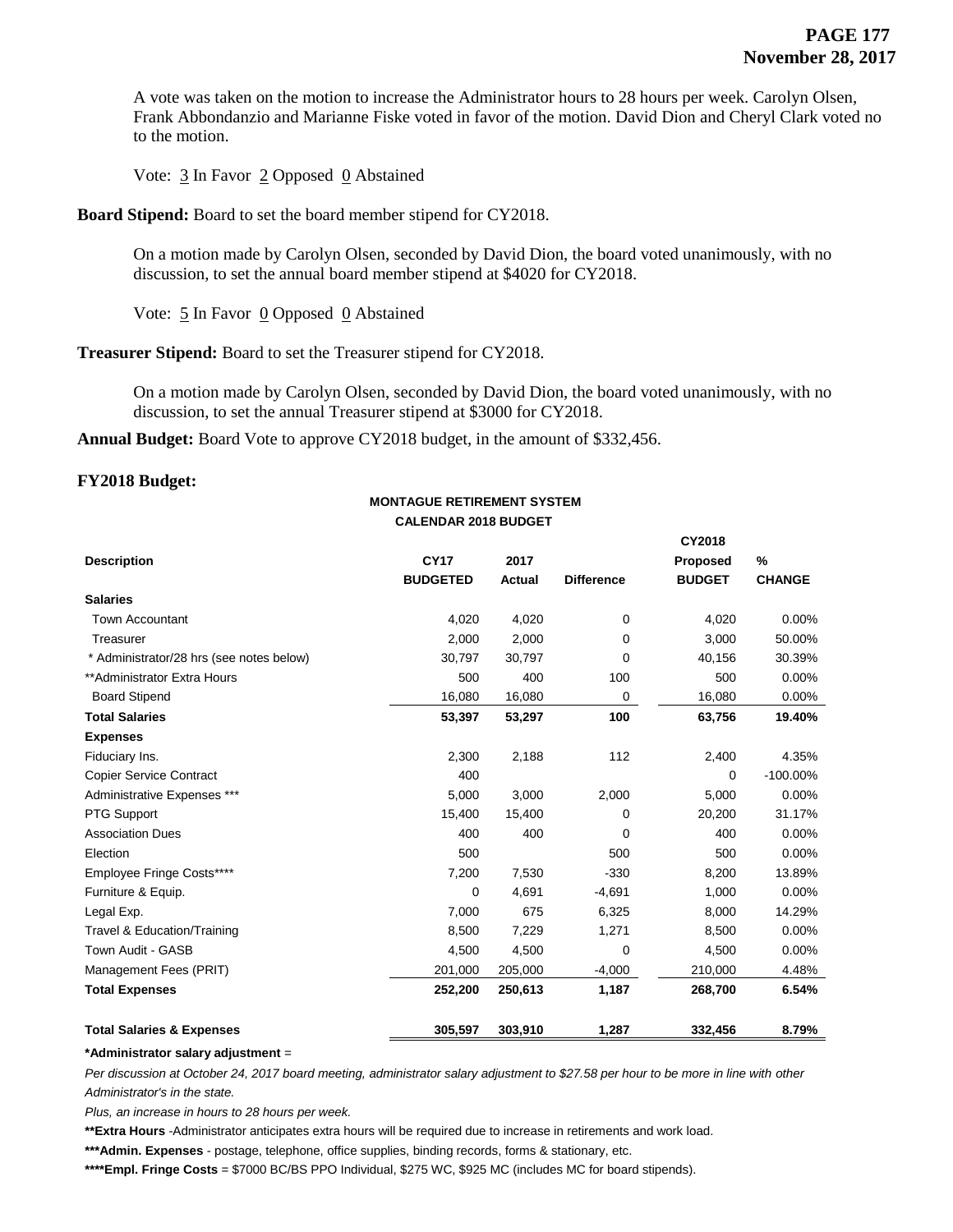A vote was taken on the motion to increase the Administrator hours to 28 hours per week. Carolyn Olsen, Frank Abbondanzio and Marianne Fiske voted in favor of the motion. David Dion and Cheryl Clark voted no to the motion.

Vote: 3 In Favor 2 Opposed 0 Abstained

**Board Stipend:** Board to set the board member stipend for CY2018.

On a motion made by Carolyn Olsen, seconded by David Dion, the board voted unanimously, with no discussion, to set the annual board member stipend at $4020 for CY2018.

Vote: 5 In Favor 0 Opposed 0 Abstained

**Treasurer Stipend:** Board to set the Treasurer stipend for CY2018.

On a motion made by Carolyn Olsen, seconded by David Dion, the board voted unanimously, with no discussion, to set the annual Treasurer stipend at $3000 for CY2018.

**Annual Budget:** Board Vote to approve CY2018 budget, in the amount of $332,456.

**FY2018 Budget:**

**MONTAGUE RETIREMENT SYSTEM**
**CALENDAR 2018 BUDGET**

| Description | CY17 BUDGETED | 2017 Actual | Difference | CY2018 Proposed BUDGET | % CHANGE |
|---|---|---|---|---|---|
| **Salaries** | | | | | |
| Town Accountant | 4,020 | 4,020 | 0 | 4,020 | 0.00% |
| Treasurer | 2,000 | 2,000 | 0 | 3,000 | 50.00% |
| * Administrator/28 hrs (see notes below) | 30,797 | 30,797 | 0 | 40,156 | 30.39% |
| **Administrator Extra Hours | 500 | 400 | 100 | 500 | 0.00% |
| Board Stipend | 16,080 | 16,080 | 0 | 16,080 | 0.00% |
| **Total Salaries** | **53,397** | **53,297** | **100** | **63,756** | **19.40%** |
| **Expenses** | | | | | |
| Fiduciary Ins. | 2,300 | 2,188 | 112 | 2,400 | 4.35% |
| Copier Service Contract | 400 | | | 0 | -100.00% |
| Administrative Expenses *** | 5,000 | 3,000 | 2,000 | 5,000 | 0.00% |
| PTG Support | 15,400 | 15,400 | 0 | 20,200 | 31.17% |
| Association Dues | 400 | 400 | 0 | 400 | 0.00% |
| Election | 500 | | 500 | 500 | 0.00% |
| Employee Fringe Costs**** | 7,200 | 7,530 | -330 | 8,200 | 13.89% |
| Furniture & Equip. | 0 | 4,691 | -4,691 | 1,000 | 0.00% |
| Legal Exp. | 7,000 | 675 | 6,325 | 8,000 | 14.29% |
| Travel & Education/Training | 8,500 | 7,229 | 1,271 | 8,500 | 0.00% |
| Town Audit - GASB | 4,500 | 4,500 | 0 | 4,500 | 0.00% |
| Management Fees (PRIT) | 201,000 | 205,000 | -4,000 | 210,000 | 4.48% |
| **Total Expenses** | **252,200** | **250,613** | **1,187** | **268,700** | **6.54%** |
| **Total Salaries & Expenses** | **305,597** | **303,910** | **1,287** | **332,456** | **8.79%** |

**\*Administrator salary adjustment** =

*Per discussion at October 24, 2017 board meeting, administrator salary adjustment to $27.58 per hour to be more in line with other Administrator's in the state.*

*Plus, an increase in hours to 28 hours per week.*

**\*\*Extra Hours** -Administrator anticipates extra hours will be required due to increase in retirements and work load.

**\*\*\*Admin. Expenses** - postage, telephone, office supplies, binding records, forms & stationary, etc.

**\*\*\*\*Empl. Fringe Costs** = $7000 BC/BS PPO Individual, $275 WC, $925 MC (includes MC for board stipends).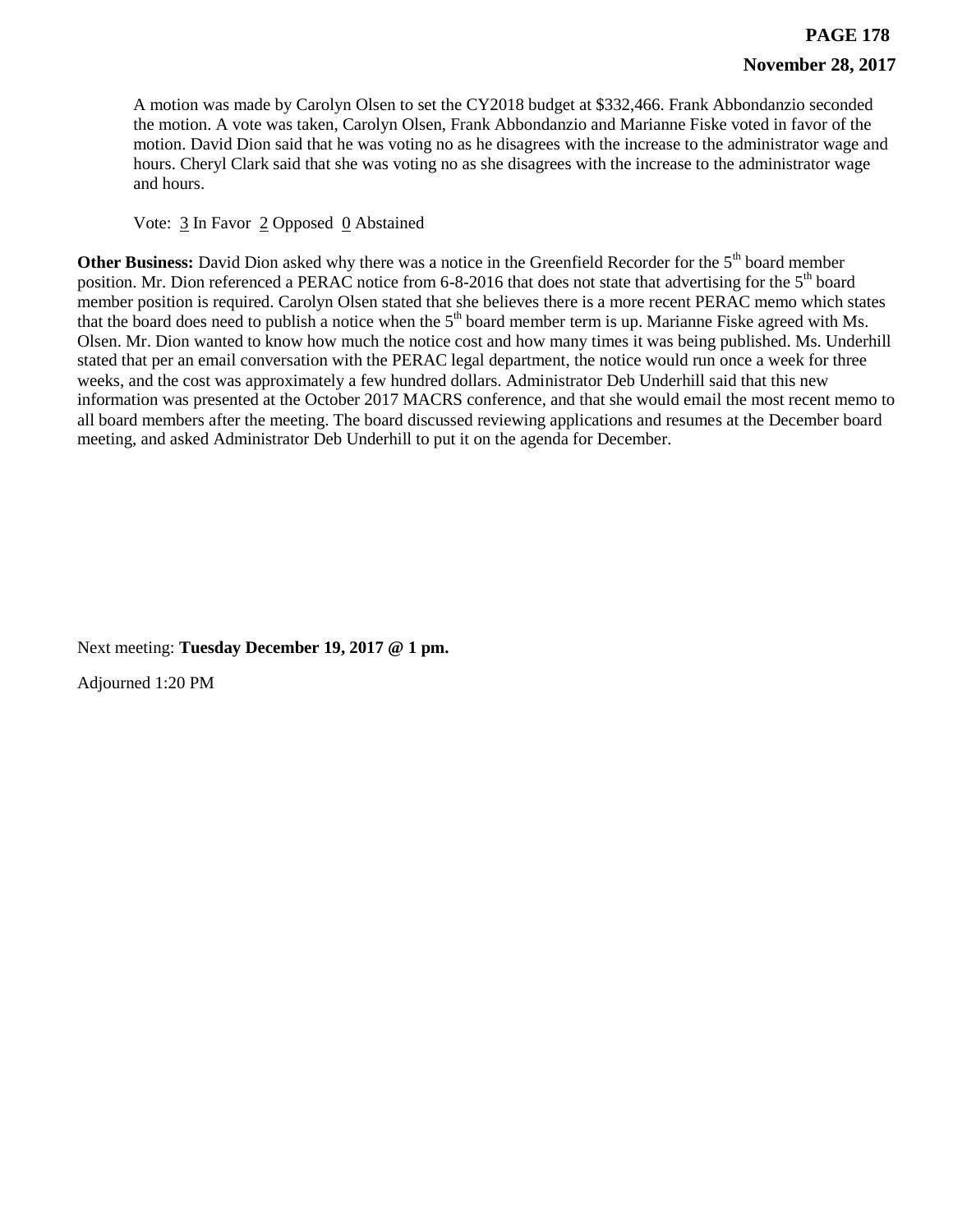A motion was made by Carolyn Olsen to set the CY2018 budget at $332,466. Frank Abbondanzio seconded the motion. A vote was taken, Carolyn Olsen, Frank Abbondanzio and Marianne Fiske voted in favor of the motion. David Dion said that he was voting no as he disagrees with the increase to the administrator wage and hours. Cheryl Clark said that she was voting no as she disagrees with the increase to the administrator wage and hours.

Vote: 3 In Favor 2 Opposed 0 Abstained

**Other Business:** David Dion asked why there was a notice in the Greenfield Recorder for the 5th board member position. Mr. Dion referenced a PERAC notice from 6-8-2016 that does not state that advertising for the 5th board member position is required. Carolyn Olsen stated that she believes there is a more recent PERAC memo which states that the board does need to publish a notice when the 5th board member term is up. Marianne Fiske agreed with Ms. Olsen. Mr. Dion wanted to know how much the notice cost and how many times it was being published. Ms. Underhill stated that per an email conversation with the PERAC legal department, the notice would run once a week for three weeks, and the cost was approximately a few hundred dollars. Administrator Deb Underhill said that this new information was presented at the October 2017 MACRS conference, and that she would email the most recent memo to all board members after the meeting. The board discussed reviewing applications and resumes at the December board meeting, and asked Administrator Deb Underhill to put it on the agenda for December.

Next meeting: **Tuesday December 19, 2017 @ 1 pm.**

Adjourned 1:20 PM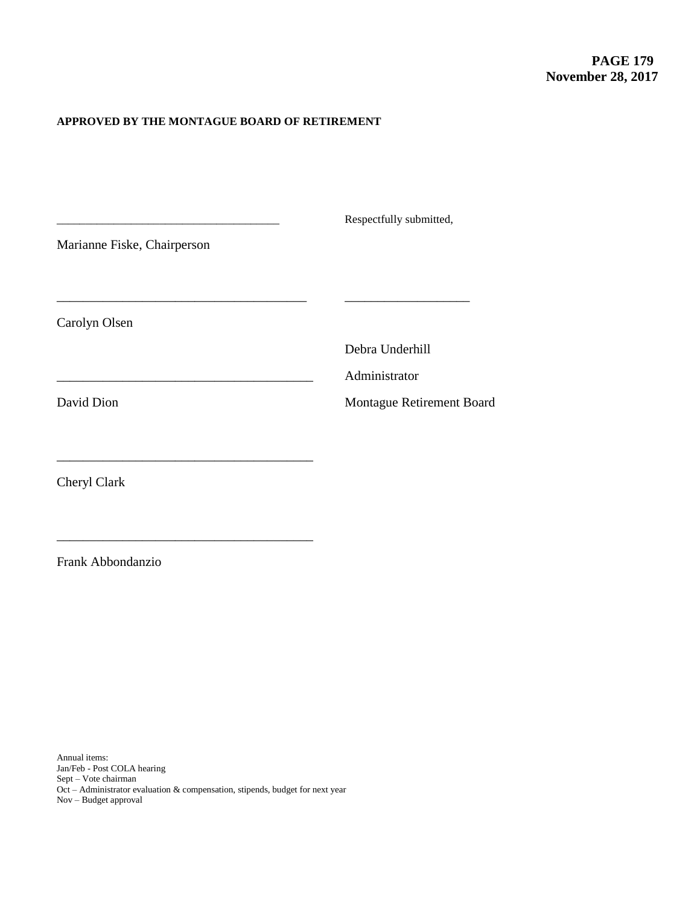**APPROVED BY THE MONTAGUE BOARD OF RETIREMENT**

_____________________________________

Marianne Fiske, Chairperson

_____________________________________

Carolyn Olsen

_____________________________________

David Dion

_____________________________________

Cheryl Clark

_____________________________________

Frank Abbondanzio

Respectfully submitted,

___________________

Debra Underhill

Administrator

Montague Retirement Board

Annual items:
Jan/Feb - Post COLA hearing
Sept – Vote chairman
Oct – Administrator evaluation & compensation, stipends, budget for next year
Nov – Budget approval